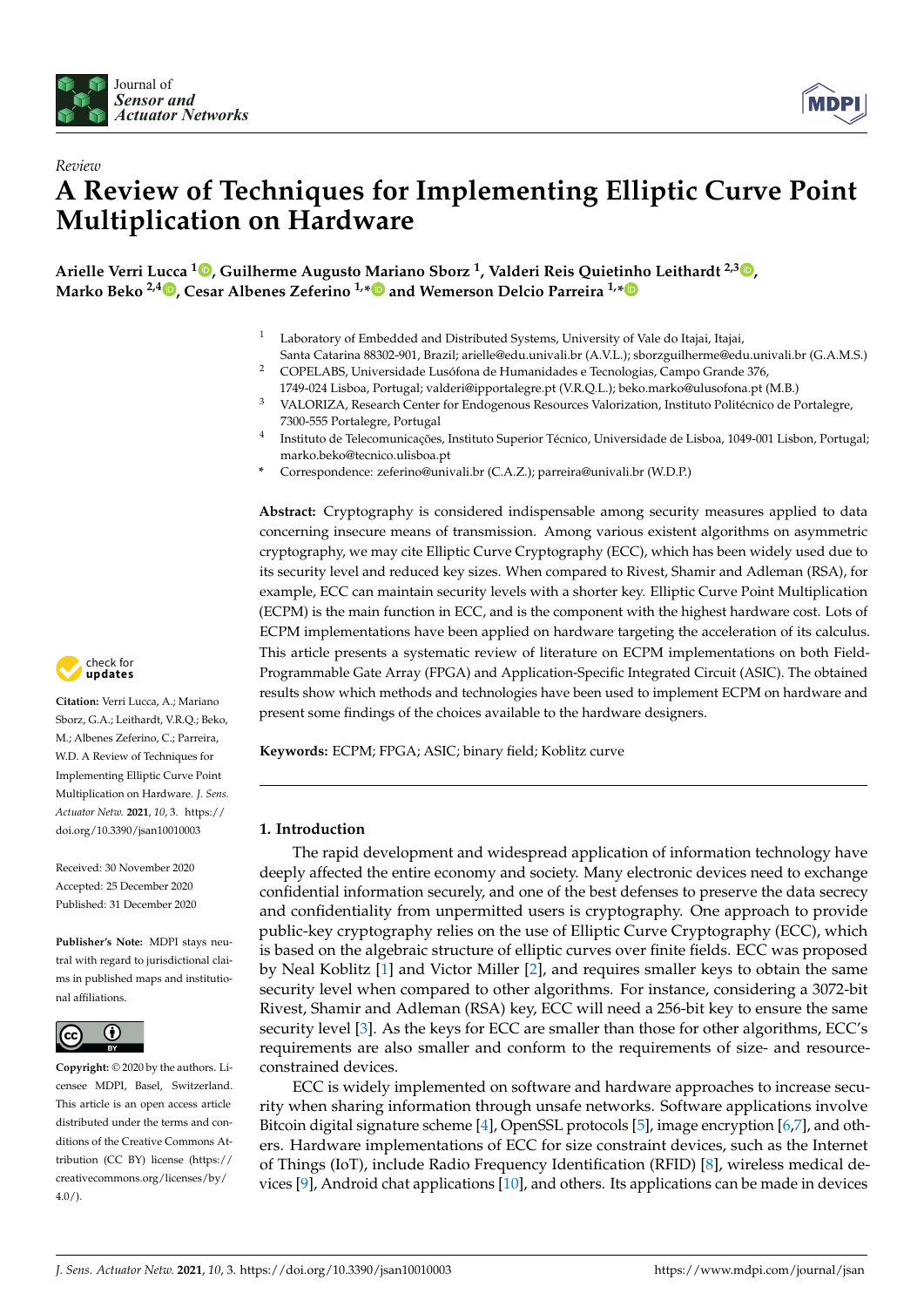*Review*

# A Review of Techniques for Implementing Elliptic Curve Point Multiplication on Hardware

**Arielle Verri Lucca [1], Guilherme Augusto Mariano Sborz [1], Valderi Reis Quietinho Leithardt [2,3], Marko Beko [2,4], Cesar Albenes Zeferino [1,*] and Wemerson Delcio Parreira [1,*]**

1. Laboratory of Embedded and Distributed Systems, University of Vale do Itajai, Itajai, Santa Catarina 88302-901, Brazil; arielle@edu.univali.br (A.V.L.); sborzguilherme@edu.univali.br (G.A.M.S.)
2. COPELABS, Universidade Lusófona de Humanidades e Tecnologias, Campo Grande 376, 1749-024 Lisboa, Portugal; valderi@ipportalegre.pt (V.R.Q.L.); beko.marko@ulusofona.pt (M.B.)
3. VALORIZA, Research Center for Endogenous Resources Valorization, Instituto Politécnico de Portalegre, 7300-555 Portalegre, Portugal
4. Instituto de Telecomunicações, Instituto Superior Técnico, Universidade de Lisboa, 1049-001 Lisbon, Portugal; marko.beko@tecnico.ulisboa.pt

\* Correspondence: zeferino@univali.br (C.A.Z.); parreira@univali.br (W.D.P.)

**Abstract:** Cryptography is considered indispensable among security measures applied to data concerning insecure means of transmission. Among various existent algorithms on asymmetric cryptography, we may cite Elliptic Curve Cryptography (ECC), which has been widely used due to its security level and reduced key sizes. When compared to Rivest, Shamir and Adleman (RSA), for example, ECC can maintain security levels with a shorter key. Elliptic Curve Point Multiplication (ECPM) is the main function in ECC, and is the component with the highest hardware cost. Lots of ECPM implementations have been applied on hardware targeting the acceleration of its calculus. This article presents a systematic review of literature on ECPM implementations on both Field-Programmable Gate Array (FPGA) and Application-Specific Integrated Circuit (ASIC). The obtained results show which methods and technologies have been used to implement ECPM on hardware and present some findings of the choices available to the hardware designers.

**Keywords:** ECPM; FPGA; ASIC; binary field; Koblitz curve

**Citation:** Verri Lucca, A.; Mariano Sborz, G.A.; Leithardt, V.R.Q.; Beko, M.; Albenes Zeferino, C.; Parreira, W.D. A Review of Techniques for Implementing Elliptic Curve Point Multiplication on Hardware. *J. Sens. Actuator Netw.* **2021**, *10*, 3. https://doi.org/10.3390/jsan10010003

Received: 30 November 2020
Accepted: 25 December 2020
Published: 31 December 2020

**Publisher's Note:** MDPI stays neutral with regard to jurisdictional claims in published maps and institutional affiliations.

**Copyright:** © 2020 by the authors. Licensee MDPI, Basel, Switzerland. This article is an open access article distributed under the terms and conditions of the Creative Commons Attribution (CC BY) license (https://creativecommons.org/licenses/by/4.0/).

## 1. Introduction

The rapid development and widespread application of information technology have deeply affected the entire economy and society. Many electronic devices need to exchange confidential information securely, and one of the best defenses to preserve the data secrecy and confidentiality from unpermitted users is cryptography. One approach to provide public-key cryptography relies on the use of Elliptic Curve Cryptography (ECC), which is based on the algebraic structure of elliptic curves over finite fields. ECC was proposed by Neal Koblitz [1] and Victor Miller [2], and requires smaller keys to obtain the same security level when compared to other algorithms. For instance, considering a 3072-bit Rivest, Shamir and Adleman (RSA) key, ECC will need a 256-bit key to ensure the same security level [3]. As the keys for ECC are smaller than those for other algorithms, ECC's requirements are also smaller and conform to the requirements of size- and resource-constrained devices.

ECC is widely implemented on software and hardware approaches to increase security when sharing information through unsafe networks. Software applications involve Bitcoin digital signature scheme [4], OpenSSL protocols [5], image encryption [6,7], and others. Hardware implementations of ECC for size constraint devices, such as the Internet of Things (IoT), include Radio Frequency Identification (RFID) [8], wireless medical devices [9], Android chat applications [10], and others. Its applications can be made in devices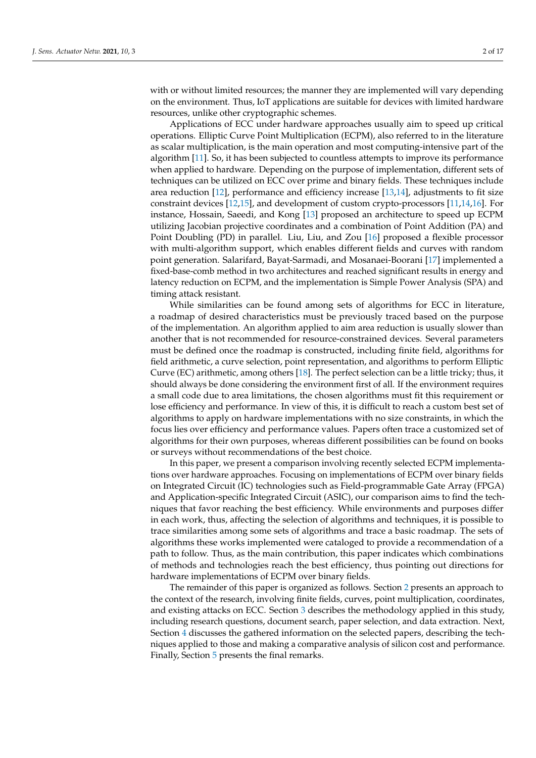with or without limited resources; the manner they are implemented will vary depending on the environment. Thus, IoT applications are suitable for devices with limited hardware resources, unlike other cryptographic schemes.

Applications of ECC under hardware approaches usually aim to speed up critical operations. Elliptic Curve Point Multiplication (ECPM), also referred to in the literature as scalar multiplication, is the main operation and most computing-intensive part of the algorithm [11]. So, it has been subjected to countless attempts to improve its performance when applied to hardware. Depending on the purpose of implementation, different sets of techniques can be utilized on ECC over prime and binary fields. These techniques include area reduction [12], performance and efficiency increase [13,14], adjustments to fit size constraint devices [12,15], and development of custom crypto-processors [11,14,16]. For instance, Hossain, Saeedi, and Kong [13] proposed an architecture to speed up ECPM utilizing Jacobian projective coordinates and a combination of Point Addition (PA) and Point Doubling (PD) in parallel. Liu, Liu, and Zou [16] proposed a flexible processor with multi-algorithm support, which enables different fields and curves with random point generation. Salarifard, Bayat-Sarmadi, and Mosanaei-Boorani [17] implemented a fixed-base-comb method in two architectures and reached significant results in energy and latency reduction on ECPM, and the implementation is Simple Power Analysis (SPA) and timing attack resistant.

While similarities can be found among sets of algorithms for ECC in literature, a roadmap of desired characteristics must be previously traced based on the purpose of the implementation. An algorithm applied to aim area reduction is usually slower than another that is not recommended for resource-constrained devices. Several parameters must be defined once the roadmap is constructed, including finite field, algorithms for field arithmetic, a curve selection, point representation, and algorithms to perform Elliptic Curve (EC) arithmetic, among others [18]. The perfect selection can be a little tricky; thus, it should always be done considering the environment first of all. If the environment requires a small code due to area limitations, the chosen algorithms must fit this requirement or lose efficiency and performance. In view of this, it is difficult to reach a custom best set of algorithms to apply on hardware implementations with no size constraints, in which the focus lies over efficiency and performance values. Papers often trace a customized set of algorithms for their own purposes, whereas different possibilities can be found on books or surveys without recommendations of the best choice.

In this paper, we present a comparison involving recently selected ECPM implementations over hardware approaches. Focusing on implementations of ECPM over binary fields on Integrated Circuit (IC) technologies such as Field-programmable Gate Array (FPGA) and Application-specific Integrated Circuit (ASIC), our comparison aims to find the techniques that favor reaching the best efficiency. While environments and purposes differ in each work, thus, affecting the selection of algorithms and techniques, it is possible to trace similarities among some sets of algorithms and trace a basic roadmap. The sets of algorithms these works implemented were cataloged to provide a recommendation of a path to follow. Thus, as the main contribution, this paper indicates which combinations of methods and technologies reach the best efficiency, thus pointing out directions for hardware implementations of ECPM over binary fields.

The remainder of this paper is organized as follows. Section 2 presents an approach to the context of the research, involving finite fields, curves, point multiplication, coordinates, and existing attacks on ECC. Section 3 describes the methodology applied in this study, including research questions, document search, paper selection, and data extraction. Next, Section 4 discusses the gathered information on the selected papers, describing the techniques applied to those and making a comparative analysis of silicon cost and performance. Finally, Section 5 presents the final remarks.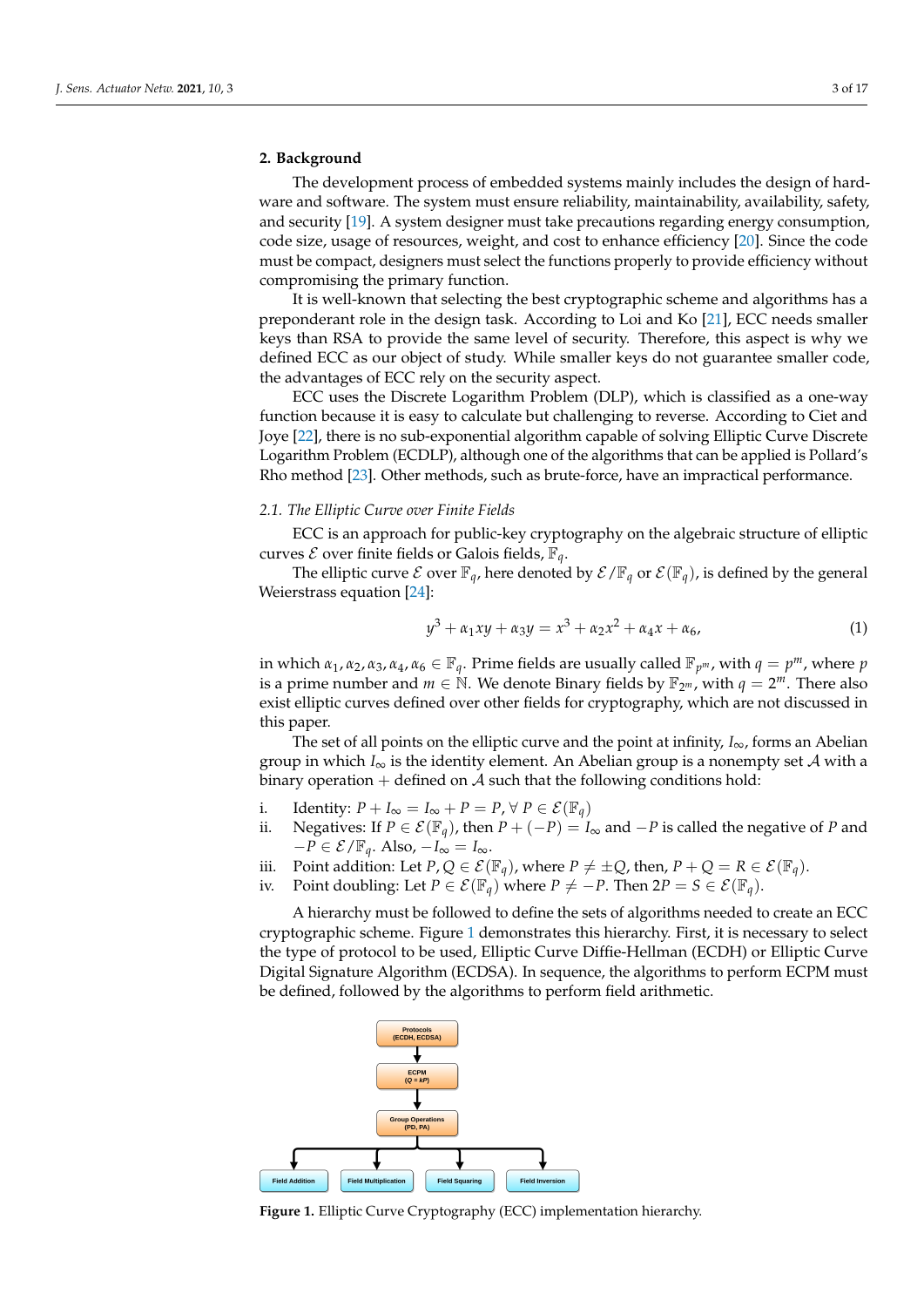## 2. Background

The development process of embedded systems mainly includes the design of hardware and software. The system must ensure reliability, maintainability, availability, safety, and security [19]. A system designer must take precautions regarding energy consumption, code size, usage of resources, weight, and cost to enhance efficiency [20]. Since the code must be compact, designers must select the functions properly to provide efficiency without compromising the primary function.

It is well-known that selecting the best cryptographic scheme and algorithms has a preponderant role in the design task. According to Loi and Ko [21], ECC needs smaller keys than RSA to provide the same level of security. Therefore, this aspect is why we defined ECC as our object of study. While smaller keys do not guarantee smaller code, the advantages of ECC rely on the security aspect.

ECC uses the Discrete Logarithm Problem (DLP), which is classified as a one-way function because it is easy to calculate but challenging to reverse. According to Ciet and Joye [22], there is no sub-exponential algorithm capable of solving Elliptic Curve Discrete Logarithm Problem (ECDLP), although one of the algorithms that can be applied is Pollard's Rho method [23]. Other methods, such as brute-force, have an impractical performance.

### 2.1. The Elliptic Curve over Finite Fields

ECC is an approach for public-key cryptography on the algebraic structure of elliptic curves $\mathcal{E}$ over finite fields or Galois fields, $\mathbb{F}_q$.

The elliptic curve $\mathcal{E}$ over $\mathbb{F}_q$, here denoted by $\mathcal{E}/\mathbb{F}_q$ or $\mathcal{E}(\mathbb{F}_q)$, is defined by the general Weierstrass equation [24]:

$$y^3 + \alpha_1 xy + \alpha_3 y = x^3 + \alpha_2 x^2 + \alpha_4 x + \alpha_6, \tag{1}$$

in which $\alpha_1, \alpha_2, \alpha_3, \alpha_4, \alpha_6 \in \mathbb{F}_q$. Prime fields are usually called $\mathbb{F}_{p^m}$, with $q = p^m$, where $p$ is a prime number and $m \in \mathbb{N}$. We denote Binary fields by $\mathbb{F}_{2^m}$, with $q = 2^m$. There also exist elliptic curves defined over other fields for cryptography, which are not discussed in this paper.

The set of all points on the elliptic curve and the point at infinity, $I_\infty$, forms an Abelian group in which $I_\infty$ is the identity element. An Abelian group is a nonempty set $\mathcal{A}$ with a binary operation $+$ defined on $\mathcal{A}$ such that the following conditions hold:

i. Identity: $P + I_\infty = I_\infty + P = P, \forall\, P \in \mathcal{E}(\mathbb{F}_q)$
ii. Negatives: If $P \in \mathcal{E}(\mathbb{F}_q)$, then $P + (-P) = I_\infty$ and $-P$ is called the negative of $P$ and $-P \in \mathcal{E}/\mathbb{F}_q$. Also, $-I_\infty = I_\infty$.
iii. Point addition: Let $P, Q \in \mathcal{E}(\mathbb{F}_q)$, where $P \neq \pm Q$, then, $P + Q = R \in \mathcal{E}(\mathbb{F}_q)$.
iv. Point doubling: Let $P \in \mathcal{E}(\mathbb{F}_q)$ where $P \neq -P$. Then $2P = S \in \mathcal{E}(\mathbb{F}_q)$.

A hierarchy must be followed to define the sets of algorithms needed to create an ECC cryptographic scheme. Figure 1 demonstrates this hierarchy. First, it is necessary to select the type of protocol to be used, Elliptic Curve Diffie-Hellman (ECDH) or Elliptic Curve Digital Signature Algorithm (ECDSA). In sequence, the algorithms to perform ECPM must be defined, followed by the algorithms to perform field arithmetic.

Protocols (ECDH, ECDSA) → ECPM ($Q = kP$) → Group Operations (PD, PA) → Field Addition | Field Multiplication | Field Squaring | Field Inversion

**Figure 1.** Elliptic Curve Cryptography (ECC) implementation hierarchy.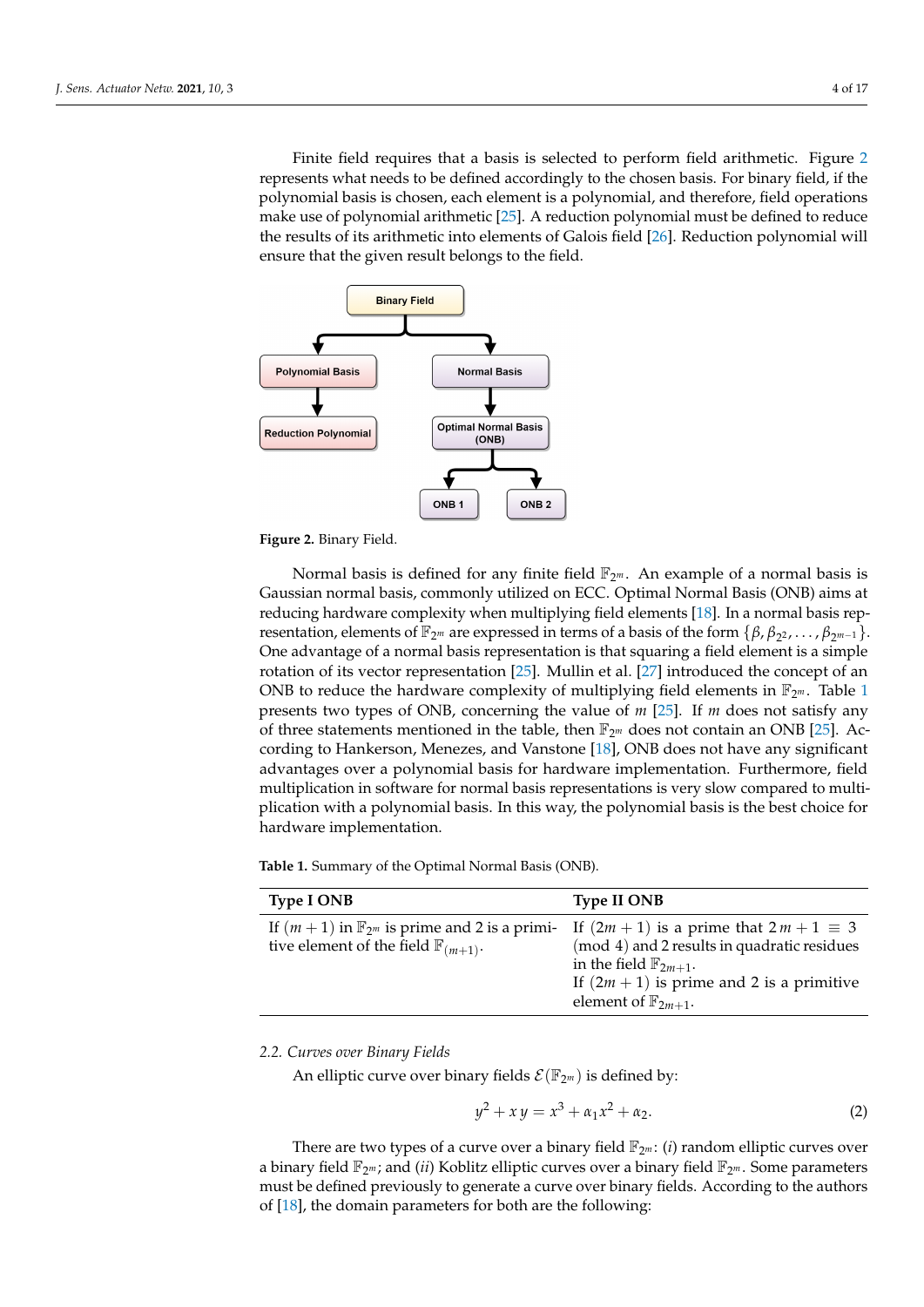Finite field requires that a basis is selected to perform field arithmetic. Figure 2 represents what needs to be defined accordingly to the chosen basis. For binary field, if the polynomial basis is chosen, each element is a polynomial, and therefore, field operations make use of polynomial arithmetic [25]. A reduction polynomial must be defined to reduce the results of its arithmetic into elements of Galois field [26]. Reduction polynomial will ensure that the given result belongs to the field.

**Figure 2.** Binary Field.

Normal basis is defined for any finite field $\mathbb{F}_{2^m}$. An example of a normal basis is Gaussian normal basis, commonly utilized on ECC. Optimal Normal Basis (ONB) aims at reducing hardware complexity when multiplying field elements [18]. In a normal basis representation, elements of $\mathbb{F}_{2^m}$ are expressed in terms of a basis of the form $\{\beta, \beta_{2^2}, \ldots, \beta_{2^{m-1}}\}$. One advantage of a normal basis representation is that squaring a field element is a simple rotation of its vector representation [25]. Mullin et al. [27] introduced the concept of an ONB to reduce the hardware complexity of multiplying field elements in $\mathbb{F}_{2^m}$. Table 1 presents two types of ONB, concerning the value of $m$ [25]. If $m$ does not satisfy any of three statements mentioned in the table, then $\mathbb{F}_{2^m}$ does not contain an ONB [25]. According to Hankerson, Menezes, and Vanstone [18], ONB does not have any significant advantages over a polynomial basis for hardware implementation. Furthermore, field multiplication in software for normal basis representations is very slow compared to multiplication with a polynomial basis. In this way, the polynomial basis is the best choice for hardware implementation.

**Table 1.** Summary of the Optimal Normal Basis (ONB).

| Type I ONB | Type II ONB |
|---|---|
| If $(m+1)$ in $\mathbb{F}_{2^m}$ is prime and 2 is a primitive element of the field $\mathbb{F}_{(m+1)}$. | If $(2m+1)$ is a prime that $2m+1 \equiv 3 \pmod 4$ and 2 results in quadratic residues in the field $\mathbb{F}_{2m+1}$. If $(2m+1)$ is prime and 2 is a primitive element of $\mathbb{F}_{2m+1}$. |

## 2.2. Curves over Binary Fields

An elliptic curve over binary fields $\mathcal{E}(\mathbb{F}_{2^m})$ is defined by:

$$y^2 + xy = x^3 + \alpha_1 x^2 + \alpha_2. \tag{2}$$

There are two types of a curve over a binary field $\mathbb{F}_{2^m}$: (*i*) random elliptic curves over a binary field $\mathbb{F}_{2^m}$; and (*ii*) Koblitz elliptic curves over a binary field $\mathbb{F}_{2^m}$. Some parameters must be defined previously to generate a curve over binary fields. According to the authors of [18], the domain parameters for both are the following: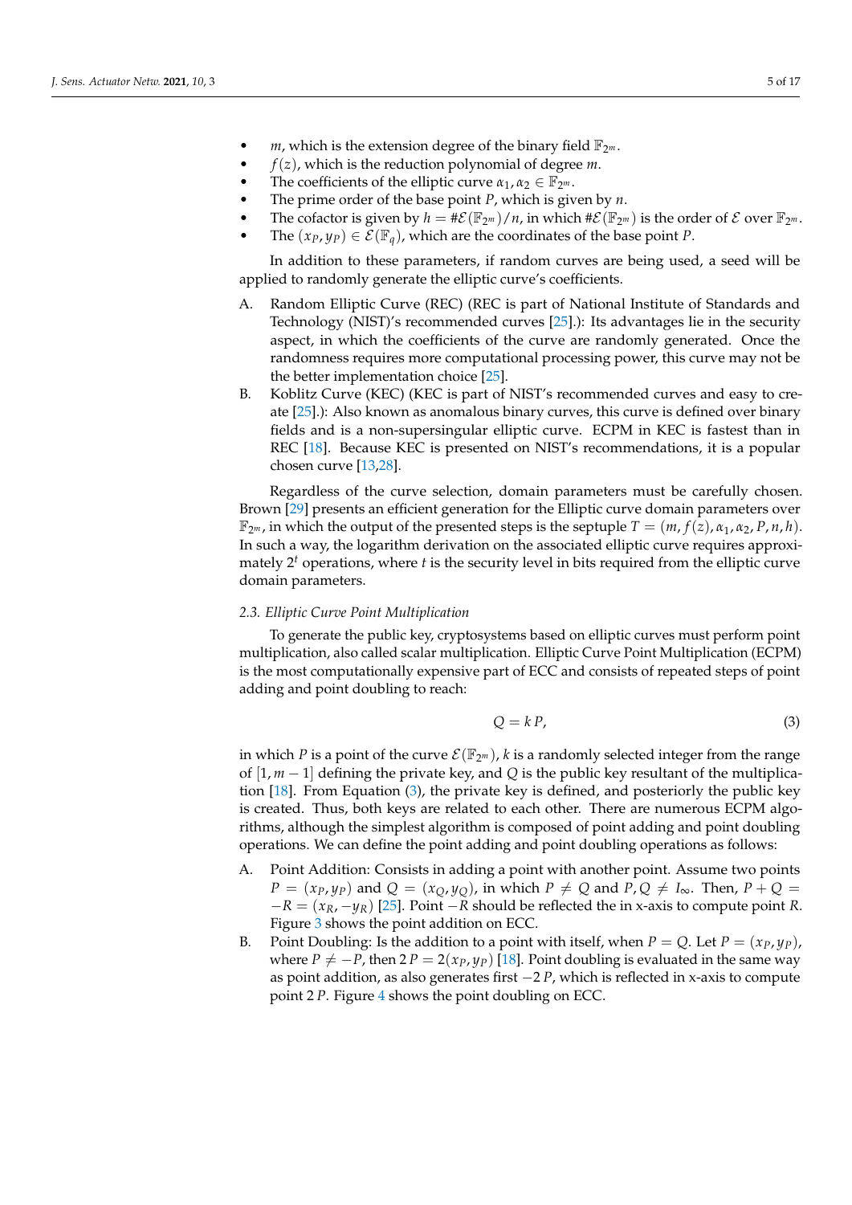- $m$, which is the extension degree of the binary field $\mathbb{F}_{2^m}$.
- $f(z)$, which is the reduction polynomial of degree $m$.
- The coefficients of the elliptic curve $\alpha_1, \alpha_2 \in \mathbb{F}_{2^m}$.
- The prime order of the base point $P$, which is given by $n$.
- The cofactor is given by $h = \#\mathcal{E}(\mathbb{F}_{2^m})/n$, in which $\#\mathcal{E}(\mathbb{F}_{2^m})$ is the order of $\mathcal{E}$ over $\mathbb{F}_{2^m}$.
- The $(x_P, y_P) \in \mathcal{E}(\mathbb{F}_q)$, which are the coordinates of the base point $P$.

In addition to these parameters, if random curves are being used, a seed will be applied to randomly generate the elliptic curve's coefficients.

A. Random Elliptic Curve (REC) (REC is part of National Institute of Standards and Technology (NIST)'s recommended curves [25].): Its advantages lie in the security aspect, in which the coefficients of the curve are randomly generated. Once the randomness requires more computational processing power, this curve may not be the better implementation choice [25].

B. Koblitz Curve (KEC) (KEC is part of NIST's recommended curves and easy to create [25].): Also known as anomalous binary curves, this curve is defined over binary fields and is a non-supersingular elliptic curve. ECPM in KEC is fastest than in REC [18]. Because KEC is presented on NIST's recommendations, it is a popular chosen curve [13,28].

Regardless of the curve selection, domain parameters must be carefully chosen. Brown [29] presents an efficient generation for the Elliptic curve domain parameters over $\mathbb{F}_{2^m}$, in which the output of the presented steps is the septuple $T = (m, f(z), \alpha_1, \alpha_2, P, n, h)$. In such a way, the logarithm derivation on the associated elliptic curve requires approximately $2^t$ operations, where $t$ is the security level in bits required from the elliptic curve domain parameters.

### *2.3. Elliptic Curve Point Multiplication*

To generate the public key, cryptosystems based on elliptic curves must perform point multiplication, also called scalar multiplication. Elliptic Curve Point Multiplication (ECPM) is the most computationally expensive part of ECC and consists of repeated steps of point adding and point doubling to reach:

$$Q = k\,P, \tag{3}$$

in which $P$ is a point of the curve $\mathcal{E}(\mathbb{F}_{2^m})$, $k$ is a randomly selected integer from the range of $[1, m-1]$ defining the private key, and $Q$ is the public key resultant of the multiplication [18]. From Equation (3), the private key is defined, and posteriorly the public key is created. Thus, both keys are related to each other. There are numerous ECPM algorithms, although the simplest algorithm is composed of point adding and point doubling operations. We can define the point adding and point doubling operations as follows:

A. Point Addition: Consists in adding a point with another point. Assume two points $P = (x_P, y_P)$ and $Q = (x_Q, y_Q)$, in which $P \neq Q$ and $P, Q \neq I_\infty$. Then, $P + Q = -R = (x_R, -y_R)$ [25]. Point $-R$ should be reflected the in x-axis to compute point $R$. Figure 3 shows the point addition on ECC.

B. Point Doubling: Is the addition to a point with itself, when $P = Q$. Let $P = (x_P, y_P)$, where $P \neq -P$, then $2\,P = 2(x_P, y_P)$ [18]. Point doubling is evaluated in the same way as point addition, as also generates first $-2\,P$, which is reflected in x-axis to compute point $2\,P$. Figure 4 shows the point doubling on ECC.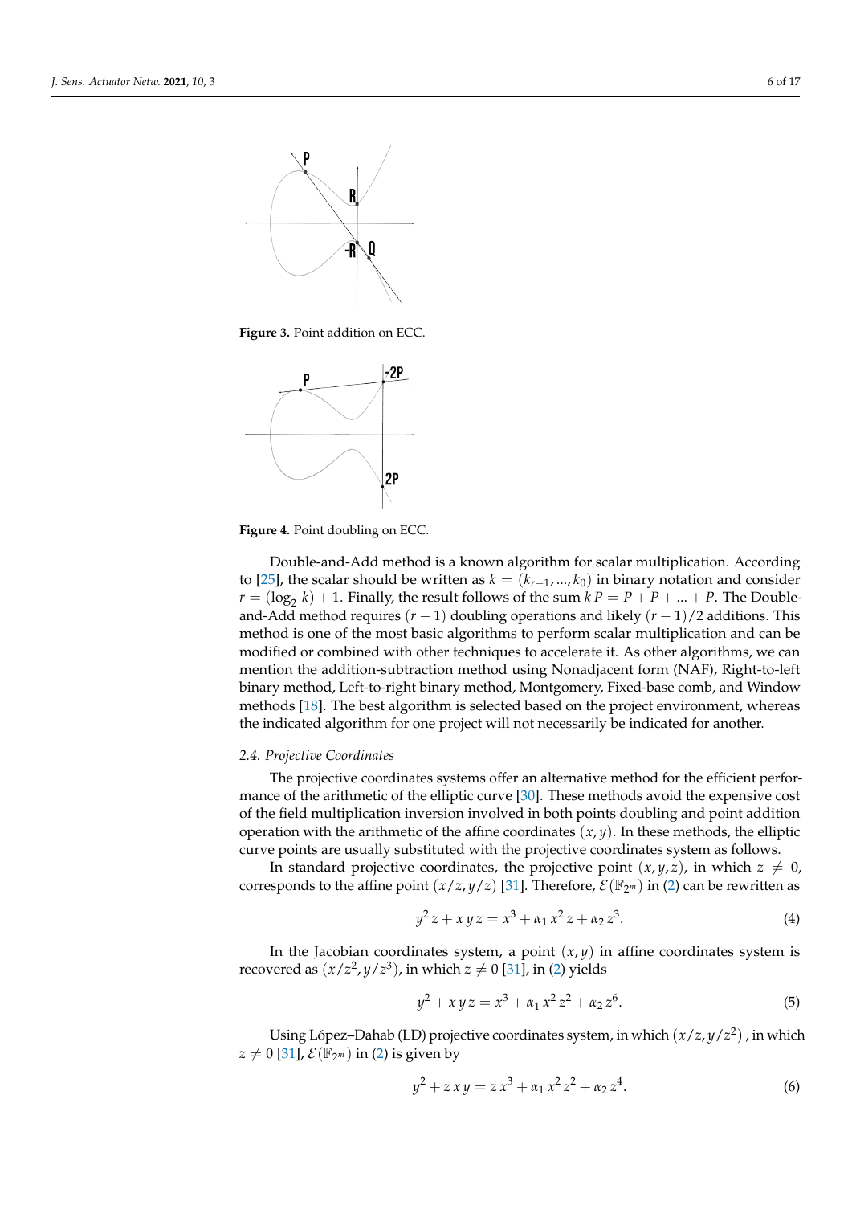**Figure 3.** Point addition on ECC.

**Figure 4.** Point doubling on ECC.

Double-and-Add method is a known algorithm for scalar multiplication. According to [25], the scalar should be written as $k = (k_{r-1}, ..., k_0)$ in binary notation and consider $r = (\log_2 k) + 1$. Finally, the result follows of the sum $k\,P = P + P + ... + P$. The Double-and-Add method requires $(r-1)$ doubling operations and likely $(r-1)/2$ additions. This method is one of the most basic algorithms to perform scalar multiplication and can be modified or combined with other techniques to accelerate it. As other algorithms, we can mention the addition-subtraction method using Nonadjacent form (NAF), Right-to-left binary method, Left-to-right binary method, Montgomery, Fixed-base comb, and Window methods [18]. The best algorithm is selected based on the project environment, whereas the indicated algorithm for one project will not necessarily be indicated for another.

### 2.4. Projective Coordinates

The projective coordinates systems offer an alternative method for the efficient performance of the arithmetic of the elliptic curve [30]. These methods avoid the expensive cost of the field multiplication inversion involved in both points doubling and point addition operation with the arithmetic of the affine coordinates $(x, y)$. In these methods, the elliptic curve points are usually substituted with the projective coordinates system as follows.

In standard projective coordinates, the projective point $(x, y, z)$, in which $z \neq 0$, corresponds to the affine point $(x/z, y/z)$ [31]. Therefore, $\mathcal{E}(\mathbb{F}_{2^m})$ in (2) can be rewritten as

$$y^2 z + x\,y\,z = x^3 + \alpha_1\,x^2\,z + \alpha_2\,z^3. \quad (4)$$

In the Jacobian coordinates system, a point $(x, y)$ in affine coordinates system is recovered as $(x/z^2, y/z^3)$, in which $z \neq 0$ [31], in (2) yields

$$y^2 + x\,y\,z = x^3 + \alpha_1\,x^2\,z^2 + \alpha_2\,z^6. \quad (5)$$

Using López–Dahab (LD) projective coordinates system, in which $(x/z, y/z^2)$ , in which $z \neq 0$ [31], $\mathcal{E}(\mathbb{F}_{2^m})$ in (2) is given by

$$y^2 + z\,x\,y = z\,x^3 + \alpha_1\,x^2\,z^2 + \alpha_2\,z^4. \quad (6)$$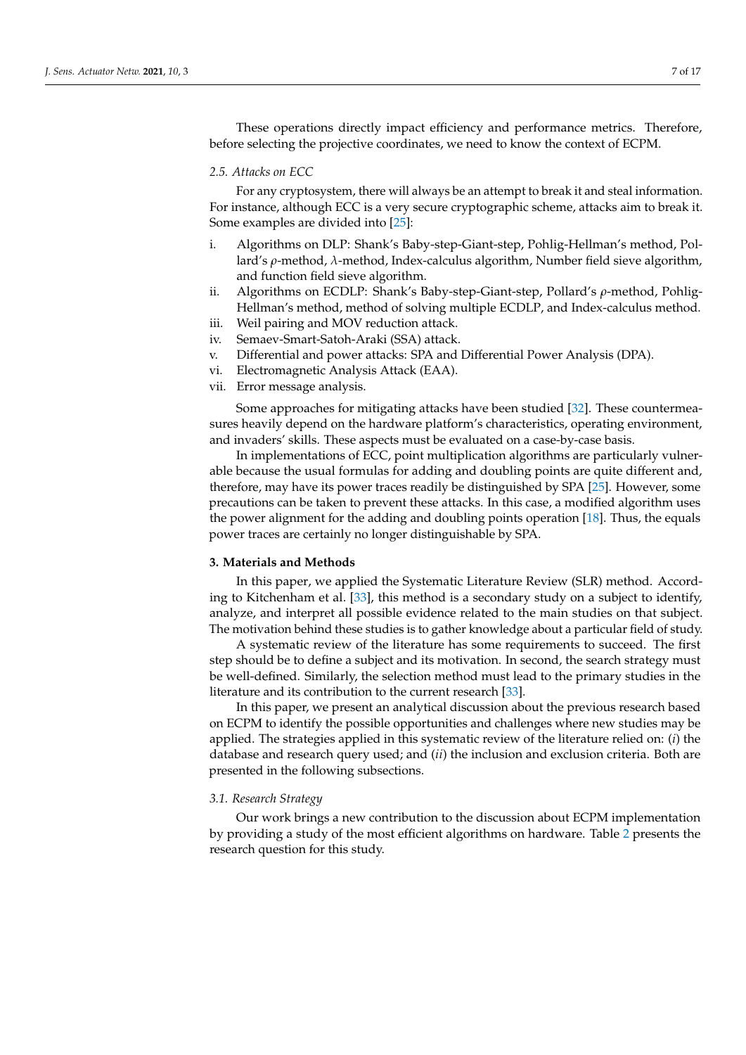These operations directly impact efficiency and performance metrics. Therefore, before selecting the projective coordinates, we need to know the context of ECPM.

### 2.5. Attacks on ECC

For any cryptosystem, there will always be an attempt to break it and steal information. For instance, although ECC is a very secure cryptographic scheme, attacks aim to break it. Some examples are divided into [25]:

i. Algorithms on DLP: Shank's Baby-step-Giant-step, Pohlig-Hellman's method, Pollard's $\rho$-method, $\lambda$-method, Index-calculus algorithm, Number field sieve algorithm, and function field sieve algorithm.
ii. Algorithms on ECDLP: Shank's Baby-step-Giant-step, Pollard's $\rho$-method, Pohlig-Hellman's method, method of solving multiple ECDLP, and Index-calculus method.
iii. Weil pairing and MOV reduction attack.
iv. Semaev-Smart-Satoh-Araki (SSA) attack.
v. Differential and power attacks: SPA and Differential Power Analysis (DPA).
vi. Electromagnetic Analysis Attack (EAA).
vii. Error message analysis.

Some approaches for mitigating attacks have been studied [32]. These countermeasures heavily depend on the hardware platform's characteristics, operating environment, and invaders' skills. These aspects must be evaluated on a case-by-case basis.

In implementations of ECC, point multiplication algorithms are particularly vulnerable because the usual formulas for adding and doubling points are quite different and, therefore, may have its power traces readily be distinguished by SPA [25]. However, some precautions can be taken to prevent these attacks. In this case, a modified algorithm uses the power alignment for the adding and doubling points operation [18]. Thus, the equals power traces are certainly no longer distinguishable by SPA.

## 3. Materials and Methods

In this paper, we applied the Systematic Literature Review (SLR) method. According to Kitchenham et al. [33], this method is a secondary study on a subject to identify, analyze, and interpret all possible evidence related to the main studies on that subject. The motivation behind these studies is to gather knowledge about a particular field of study.

A systematic review of the literature has some requirements to succeed. The first step should be to define a subject and its motivation. In second, the search strategy must be well-defined. Similarly, the selection method must lead to the primary studies in the literature and its contribution to the current research [33].

In this paper, we present an analytical discussion about the previous research based on ECPM to identify the possible opportunities and challenges where new studies may be applied. The strategies applied in this systematic review of the literature relied on: (*i*) the database and research query used; and (*ii*) the inclusion and exclusion criteria. Both are presented in the following subsections.

### 3.1. Research Strategy

Our work brings a new contribution to the discussion about ECPM implementation by providing a study of the most efficient algorithms on hardware. Table 2 presents the research question for this study.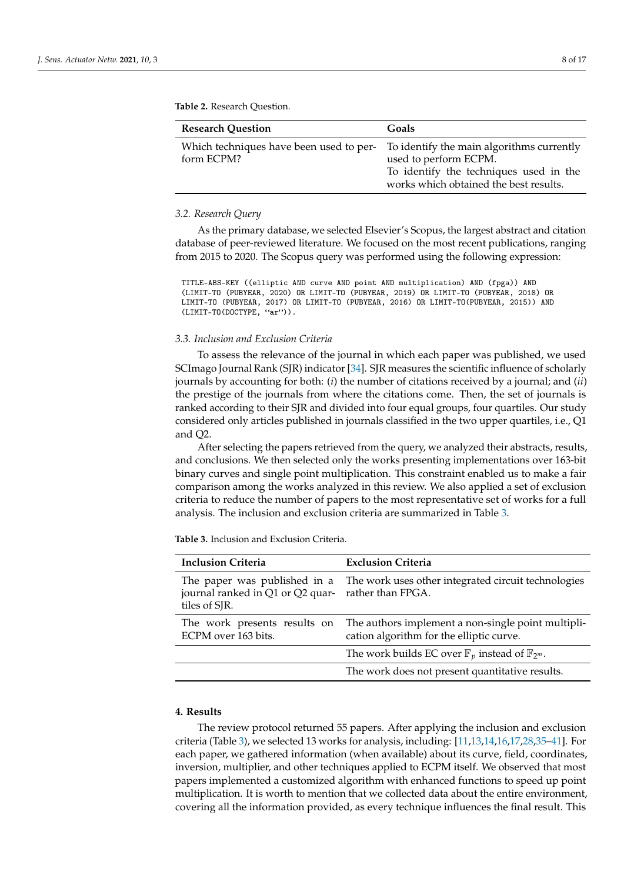**Table 2.** Research Question.

| Research Question | Goals |
| --- | --- |
| Which techniques have been used to perform ECPM? | To identify the main algorithms currently used to perform ECPM. To identify the techniques used in the works which obtained the best results. |

### 3.2. Research Query

As the primary database, we selected Elsevier's Scopus, the largest abstract and citation database of peer-reviewed literature. We focused on the most recent publications, ranging from 2015 to 2020. The Scopus query was performed using the following expression:

```
TITLE-ABS-KEY ((elliptic AND curve AND point AND multiplication) AND (fpga)) AND
(LIMIT-TO (PUBYEAR, 2020) OR LIMIT-TO (PUBYEAR, 2019) OR LIMIT-TO (PUBYEAR, 2018) OR
LIMIT-TO (PUBYEAR, 2017) OR LIMIT-TO (PUBYEAR, 2016) OR LIMIT-TO(PUBYEAR, 2015)) AND
(LIMIT-TO(DOCTYPE, ‘‘ar’’)).
```

### 3.3. Inclusion and Exclusion Criteria

To assess the relevance of the journal in which each paper was published, we used SCImago Journal Rank (SJR) indicator [34]. SJR measures the scientific influence of scholarly journals by accounting for both: (*i*) the number of citations received by a journal; and (*ii*) the prestige of the journals from where the citations come. Then, the set of journals is ranked according to their SJR and divided into four equal groups, four quartiles. Our study considered only articles published in journals classified in the two upper quartiles, i.e., Q1 and Q2.

After selecting the papers retrieved from the query, we analyzed their abstracts, results, and conclusions. We then selected only the works presenting implementations over 163-bit binary curves and single point multiplication. This constraint enabled us to make a fair comparison among the works analyzed in this review. We also applied a set of exclusion criteria to reduce the number of papers to the most representative set of works for a full analysis. The inclusion and exclusion criteria are summarized in Table 3.

**Table 3.** Inclusion and Exclusion Criteria.

| Inclusion Criteria | Exclusion Criteria |
| --- | --- |
| The paper was published in a journal ranked in Q1 or Q2 quartiles of SJR. | The work uses other integrated circuit technologies rather than FPGA. |
| The work presents results on ECPM over 163 bits. | The authors implement a non-single point multiplication algorithm for the elliptic curve. |
| | The work builds EC over $\mathbb{F}_p$ instead of $\mathbb{F}_{2^m}$. |
| | The work does not present quantitative results. |

## 4. Results

The review protocol returned 55 papers. After applying the inclusion and exclusion criteria (Table 3), we selected 13 works for analysis, including: [11,13,14,16,17,28,35–41]. For each paper, we gathered information (when available) about its curve, field, coordinates, inversion, multiplier, and other techniques applied to ECPM itself. We observed that most papers implemented a customized algorithm with enhanced functions to speed up point multiplication. It is worth to mention that we collected data about the entire environment, covering all the information provided, as every technique influences the final result. This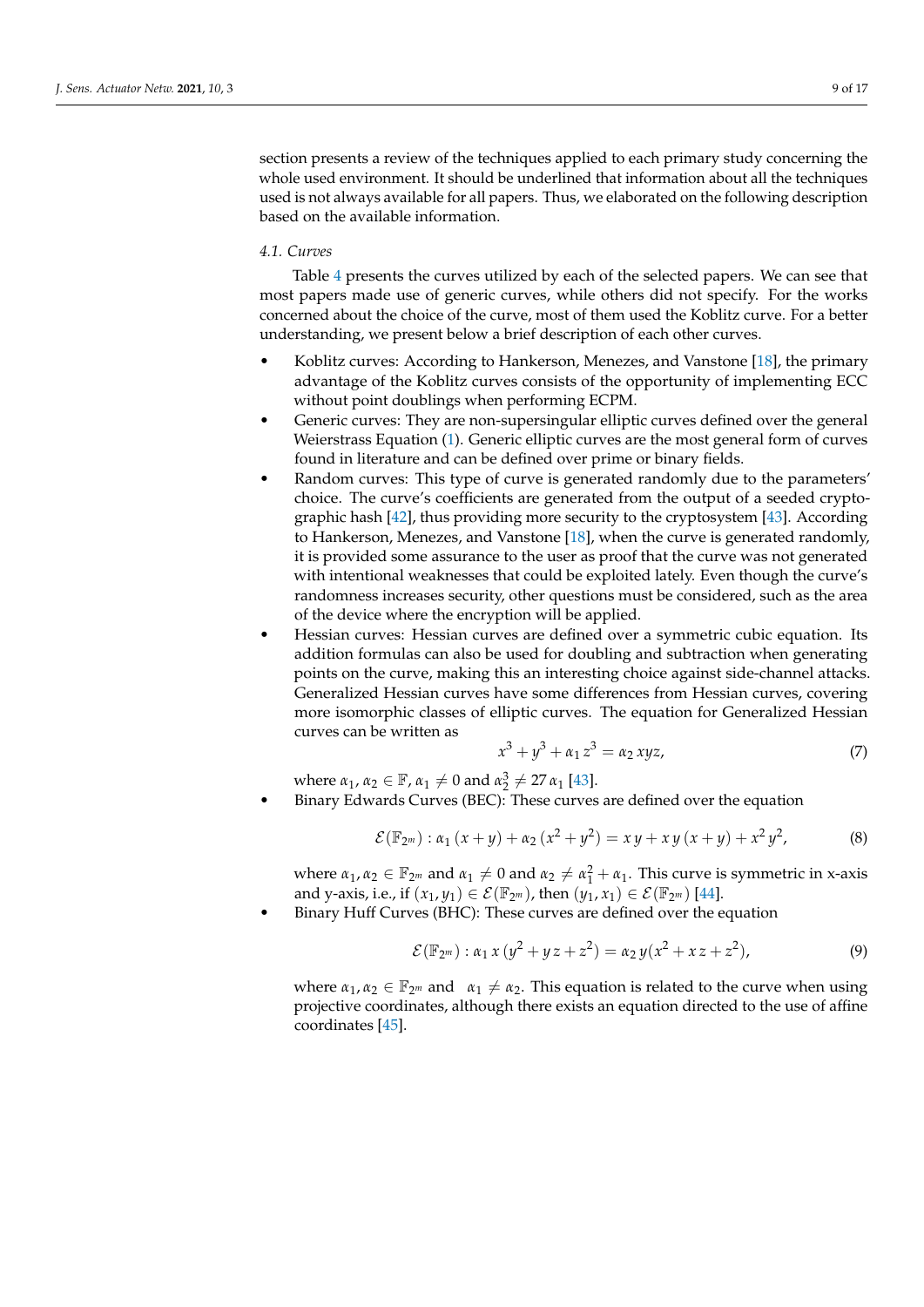section presents a review of the techniques applied to each primary study concerning the whole used environment. It should be underlined that information about all the techniques used is not always available for all papers. Thus, we elaborated on the following description based on the available information.

### *4.1. Curves*

Table 4 presents the curves utilized by each of the selected papers. We can see that most papers made use of generic curves, while others did not specify. For the works concerned about the choice of the curve, most of them used the Koblitz curve. For a better understanding, we present below a brief description of each other curves.

- Koblitz curves: According to Hankerson, Menezes, and Vanstone [18], the primary advantage of the Koblitz curves consists of the opportunity of implementing ECC without point doublings when performing ECPM.
- Generic curves: They are non-supersingular elliptic curves defined over the general Weierstrass Equation (1). Generic elliptic curves are the most general form of curves found in literature and can be defined over prime or binary fields.
- Random curves: This type of curve is generated randomly due to the parameters' choice. The curve's coefficients are generated from the output of a seeded cryptographic hash [42], thus providing more security to the cryptosystem [43]. According to Hankerson, Menezes, and Vanstone [18], when the curve is generated randomly, it is provided some assurance to the user as proof that the curve was not generated with intentional weaknesses that could be exploited lately. Even though the curve's randomness increases security, other questions must be considered, such as the area of the device where the encryption will be applied.
- Hessian curves: Hessian curves are defined over a symmetric cubic equation. Its addition formulas can also be used for doubling and subtraction when generating points on the curve, making this an interesting choice against side-channel attacks. Generalized Hessian curves have some differences from Hessian curves, covering more isomorphic classes of elliptic curves. The equation for Generalized Hessian curves can be written as

$$x^3 + y^3 + \alpha_1 z^3 = \alpha_2 xyz, \tag{7}$$

  where $\alpha_1, \alpha_2 \in \mathbb{F}$, $\alpha_1 \neq 0$ and $\alpha_2^3 \neq 27\,\alpha_1$ [43].
- Binary Edwards Curves (BEC): These curves are defined over the equation

$$\mathcal{E}(\mathbb{F}_{2^m}) : \alpha_1\,(x+y) + \alpha_2\,(x^2+y^2) = x\,y + x\,y\,(x+y) + x^2\,y^2, \tag{8}$$

  where $\alpha_1, \alpha_2 \in \mathbb{F}_{2^m}$ and $\alpha_1 \neq 0$ and $\alpha_2 \neq \alpha_1^2 + \alpha_1$. This curve is symmetric in x-axis and y-axis, i.e., if $(x_1, y_1) \in \mathcal{E}(\mathbb{F}_{2^m})$, then $(y_1, x_1) \in \mathcal{E}(\mathbb{F}_{2^m})$ [44].
- Binary Huff Curves (BHC): These curves are defined over the equation

$$\mathcal{E}(\mathbb{F}_{2^m}) : \alpha_1\,x\,(y^2 + y\,z + z^2) = \alpha_2\,y(x^2 + x\,z + z^2), \tag{9}$$

  where $\alpha_1, \alpha_2 \in \mathbb{F}_{2^m}$ and $\alpha_1 \neq \alpha_2$. This equation is related to the curve when using projective coordinates, although there exists an equation directed to the use of affine coordinates [45].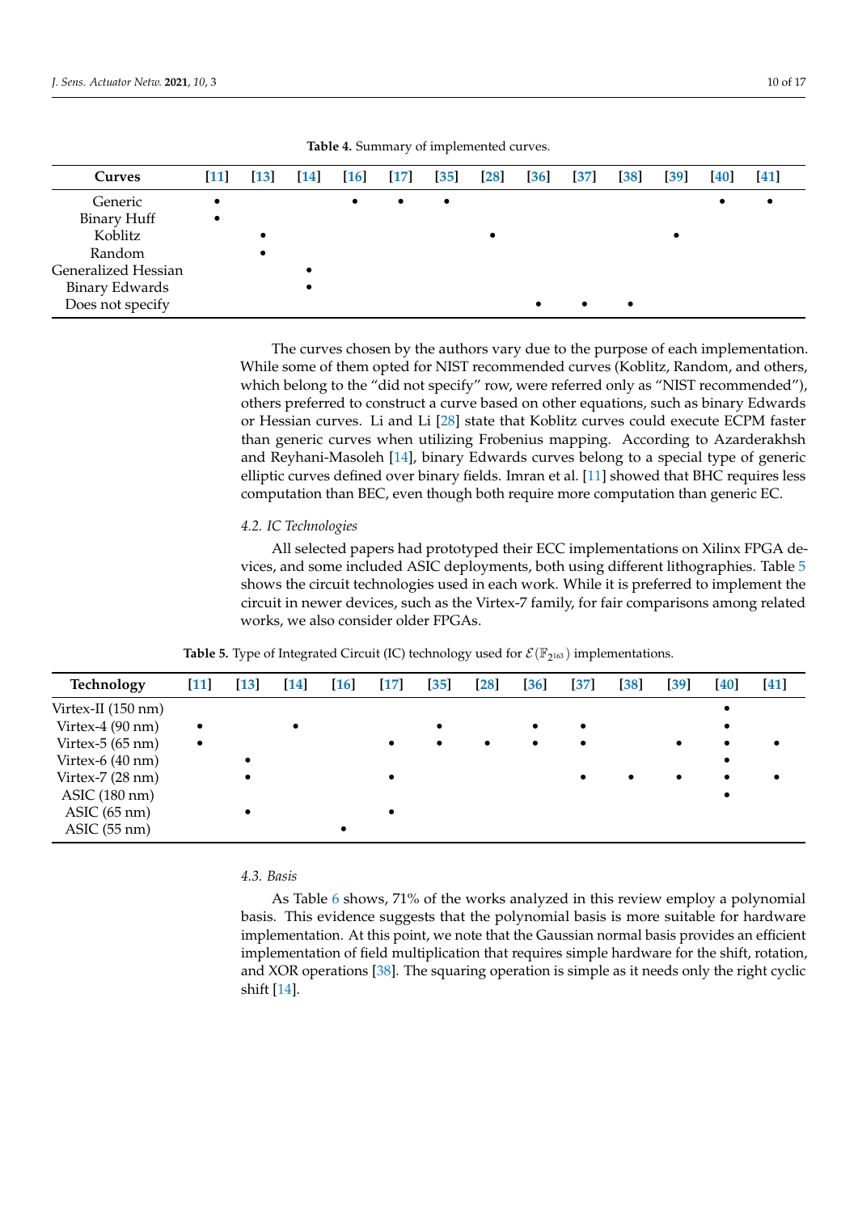**Table 4.** Summary of implemented curves.

| Curves | [11] | [13] | [14] | [16] | [17] | [35] | [28] | [36] | [37] | [38] | [39] | [40] | [41] |
|---|---|---|---|---|---|---|---|---|---|---|---|---|---|
| Generic | • | | | • | • | • | | | | | | • | • |
| Binary Huff | • | | | | | | | | | | | | |
| Koblitz | | • | | | | | • | | | | • | | |
| Random | | • | | | | | | | | | | | |
| Generalized Hessian | | | • | | | | | | | | | | |
| Binary Edwards | | | • | | | | | | | | | | |
| Does not specify | | | | | | | | • | • | • | | | |

The curves chosen by the authors vary due to the purpose of each implementation. While some of them opted for NIST recommended curves (Koblitz, Random, and others, which belong to the "did not specify" row, were referred only as "NIST recommended"), others preferred to construct a curve based on other equations, such as binary Edwards or Hessian curves. Li and Li [28] state that Koblitz curves could execute ECPM faster than generic curves when utilizing Frobenius mapping. According to Azarderakhsh and Reyhani-Masoleh [14], binary Edwards curves belong to a special type of generic elliptic curves defined over binary fields. Imran et al. [11] showed that BHC requires less computation than BEC, even though both require more computation than generic EC.

### 4.2. IC Technologies

All selected papers had prototyped their ECC implementations on Xilinx FPGA devices, and some included ASIC deployments, both using different lithographies. Table 5 shows the circuit technologies used in each work. While it is preferred to implement the circuit in newer devices, such as the Virtex-7 family, for fair comparisons among related works, we also consider older FPGAs.

**Table 5.** Type of Integrated Circuit (IC) technology used for $\mathcal{E}(\mathbb{F}_{2^{163}})$ implementations.

| Technology | [11] | [13] | [14] | [16] | [17] | [35] | [28] | [36] | [37] | [38] | [39] | [40] | [41] |
|---|---|---|---|---|---|---|---|---|---|---|---|---|---|
| Virtex-II (150 nm) | | | | | | | | | | | | • | |
| Virtex-4 (90 nm) | • | | • | | | • | | • | • | | | • | |
| Virtex-5 (65 nm) | • | | | | • | • | • | • | • | | • | • | • |
| Virtex-6 (40 nm) | | • | | | | | | | | | | • | |
| Virtex-7 (28 nm) | | • | | | • | | | | • | • | • | • | • |
| ASIC (180 nm) | | | | | | | | | | | | • | |
| ASIC (65 nm) | | • | | | • | | | | | | | | |
| ASIC (55 nm) | | | | • | | | | | | | | | |

### 4.3. Basis

As Table 6 shows, 71% of the works analyzed in this review employ a polynomial basis. This evidence suggests that the polynomial basis is more suitable for hardware implementation. At this point, we note that the Gaussian normal basis provides an efficient implementation of field multiplication that requires simple hardware for the shift, rotation, and XOR operations [38]. The squaring operation is simple as it needs only the right cyclic shift [14].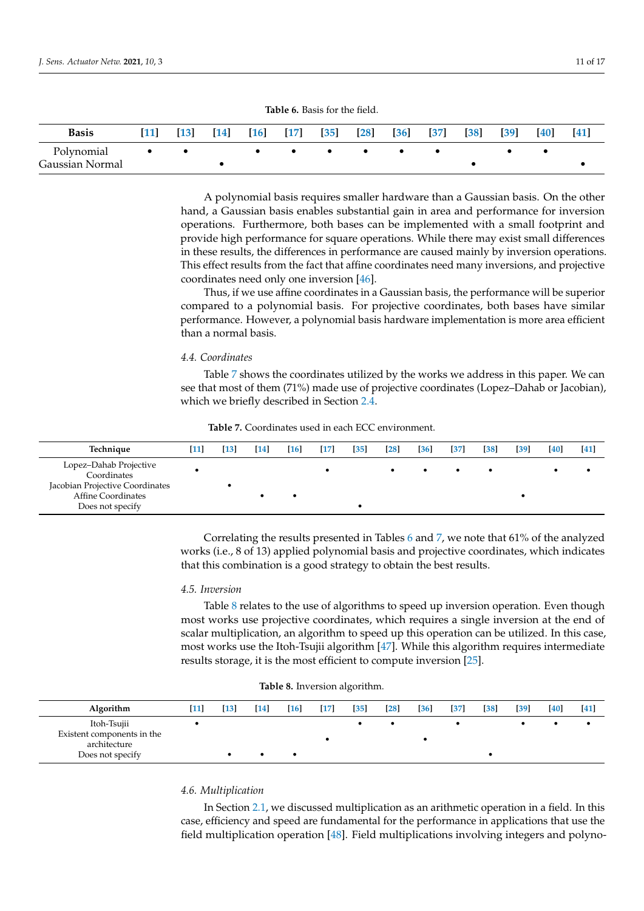**Table 6.** Basis for the field.

| Basis | [11] | [13] | [14] | [16] | [17] | [35] | [28] | [36] | [37] | [38] | [39] | [40] | [41] |
|---|---|---|---|---|---|---|---|---|---|---|---|---|---|
| Polynomial | • | • | | • | • | • | • | • | • | | • | • | |
| Gaussian Normal | | | • | | | | | | | • | | | • |

A polynomial basis requires smaller hardware than a Gaussian basis. On the other hand, a Gaussian basis enables substantial gain in area and performance for inversion operations. Furthermore, both bases can be implemented with a small footprint and provide high performance for square operations. While there may exist small differences in these results, the differences in performance are caused mainly by inversion operations. This effect results from the fact that affine coordinates need many inversions, and projective coordinates need only one inversion [46].

Thus, if we use affine coordinates in a Gaussian basis, the performance will be superior compared to a polynomial basis. For projective coordinates, both bases have similar performance. However, a polynomial basis hardware implementation is more area efficient than a normal basis.

### 4.4. Coordinates

Table 7 shows the coordinates utilized by the works we address in this paper. We can see that most of them (71%) made use of projective coordinates (Lopez–Dahab or Jacobian), which we briefly described in Section 2.4.

**Table 7.** Coordinates used in each ECC environment.

| Technique | [11] | [13] | [14] | [16] | [17] | [35] | [28] | [36] | [37] | [38] | [39] | [40] | [41] |
|---|---|---|---|---|---|---|---|---|---|---|---|---|---|
| Lopez–Dahab Projective Coordinates | • | | | | • | | • | • | • | • | | • | • |
| Jacobian Projective Coordinates | | • | | | | | | | | | | | |
| Affine Coordinates | | | • | • | | | | | | | • | | |
| Does not specify | | | | | | • | | | | | | | |

Correlating the results presented in Tables 6 and 7, we note that 61% of the analyzed works (i.e., 8 of 13) applied polynomial basis and projective coordinates, which indicates that this combination is a good strategy to obtain the best results.

### 4.5. Inversion

Table 8 relates to the use of algorithms to speed up inversion operation. Even though most works use projective coordinates, which requires a single inversion at the end of scalar multiplication, an algorithm to speed up this operation can be utilized. In this case, most works use the Itoh-Tsujii algorithm [47]. While this algorithm requires intermediate results storage, it is the most efficient to compute inversion [25].

**Table 8.** Inversion algorithm.

| Algorithm | [11] | [13] | [14] | [16] | [17] | [35] | [28] | [36] | [37] | [38] | [39] | [40] | [41] |
|---|---|---|---|---|---|---|---|---|---|---|---|---|---|
| Itoh-Tsujii | • | | | | | • | • | | • | | • | • | • |
| Existent components in the architecture | | | | | • | | | • | | | | | |
| Does not specify | | • | • | • | | | | | | • | | | |

### 4.6. Multiplication

In Section 2.1, we discussed multiplication as an arithmetic operation in a field. In this case, efficiency and speed are fundamental for the performance in applications that use the field multiplication operation [48]. Field multiplications involving integers and polyno-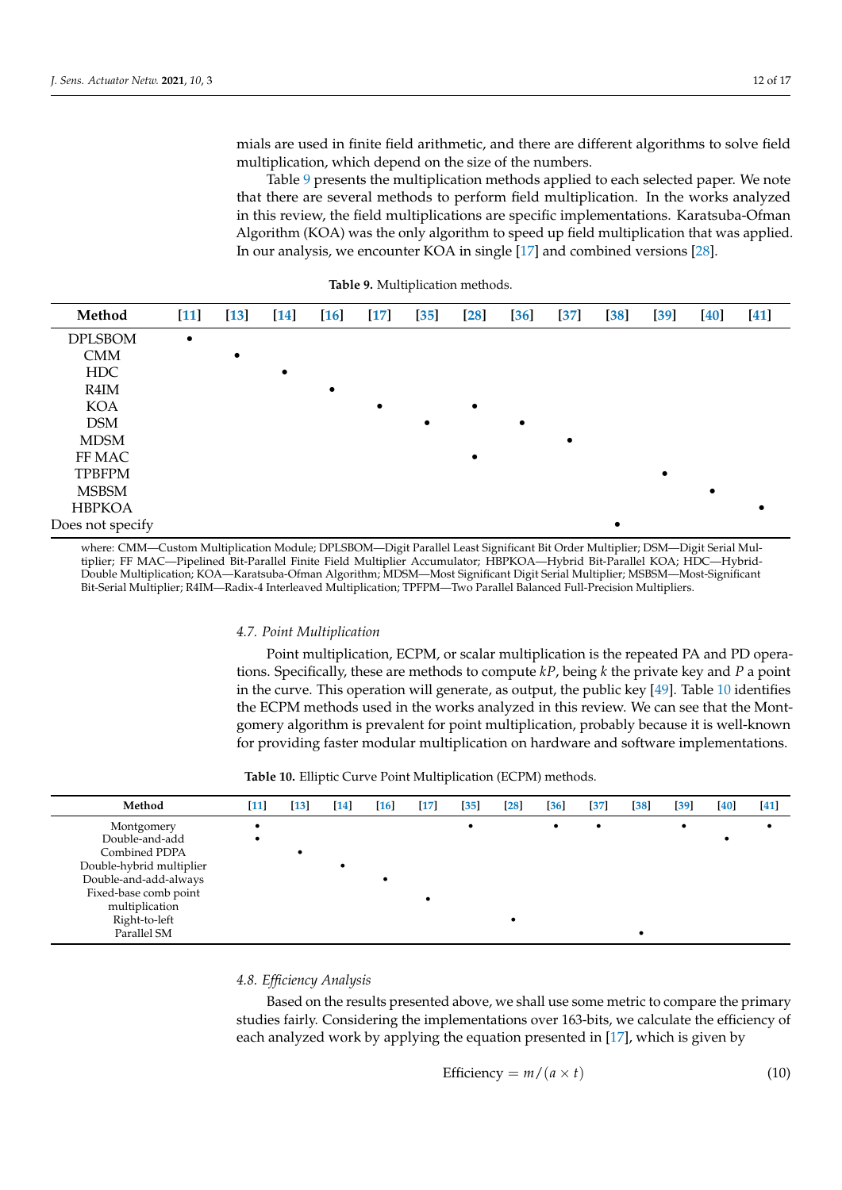mials are used in finite field arithmetic, and there are different algorithms to solve field multiplication, which depend on the size of the numbers.

Table 9 presents the multiplication methods applied to each selected paper. We note that there are several methods to perform field multiplication. In the works analyzed in this review, the field multiplications are specific implementations. Karatsuba-Ofman Algorithm (KOA) was the only algorithm to speed up field multiplication that was applied. In our analysis, we encounter KOA in single [17] and combined versions [28].

**Table 9.** Multiplication methods.

| Method | [11] | [13] | [14] | [16] | [17] | [35] | [28] | [36] | [37] | [38] | [39] | [40] | [41] |
|---|---|---|---|---|---|---|---|---|---|---|---|---|---|
| DPLSBOM | • | | | | | | | | | | | | |
| CMM | | • | | | | | | | | | | | |
| HDC | | | • | | | | | | | | | | |
| R4IM | | | | • | | | | | | | | | |
| KOA | | | | | • | | • | | | | | | |
| DSM | | | | | | • | | • | | | | | |
| MDSM | | | | | | | | | • | | | | |
| FF MAC | | | | | | | • | | | | | | |
| TPBFPM | | | | | | | | | | | • | | |
| MSBSM | | | | | | | | | | | | • | |
| HBPKOA | | | | | | | | | | | | | • |
| Does not specify | | | | | | | | | | • | | | |

where: CMM—Custom Multiplication Module; DPLSBOM—Digit Parallel Least Significant Bit Order Multiplier; DSM—Digit Serial Multiplier; FF MAC—Pipelined Bit-Parallel Finite Field Multiplier Accumulator; HBPKOA—Hybrid Bit-Parallel KOA; HDC—Hybrid-Double Multiplication; KOA—Karatsuba-Ofman Algorithm; MDSM—Most Significant Digit Serial Multiplier; MSBSM—Most-Significant Bit-Serial Multiplier; R4IM—Radix-4 Interleaved Multiplication; TPFPM—Two Parallel Balanced Full-Precision Multipliers.

### 4.7. Point Multiplication

Point multiplication, ECPM, or scalar multiplication is the repeated PA and PD operations. Specifically, these are methods to compute $kP$, being $k$ the private key and $P$ a point in the curve. This operation will generate, as output, the public key [49]. Table 10 identifies the ECPM methods used in the works analyzed in this review. We can see that the Montgomery algorithm is prevalent for point multiplication, probably because it is well-known for providing faster modular multiplication on hardware and software implementations.

**Table 10.** Elliptic Curve Point Multiplication (ECPM) methods.

| Method | [11] | [13] | [14] | [16] | [17] | [35] | [28] | [36] | [37] | [38] | [39] | [40] | [41] |
|---|---|---|---|---|---|---|---|---|---|---|---|---|---|
| Montgomery | • | | | | | • | | • | • | | • | | • |
| Double-and-add | • | | | | | | | | | | | • | |
| Combined PDPA | | • | | | | | | | | | | | |
| Double-hybrid multiplier | | | • | | | | | | | | | | |
| Double-and-add-always | | | | • | | | | | | | | | |
| Fixed-base comb point multiplication | | | | | • | | | | | | | | |
| Right-to-left | | | | | | | • | | | | | | |
| Parallel SM | | | | | | | | | | • | | | |

### 4.8. Efficiency Analysis

Based on the results presented above, we shall use some metric to compare the primary studies fairly. Considering the implementations over 163-bits, we calculate the efficiency of each analyzed work by applying the equation presented in [17], which is given by

$$\text{Efficiency} = m/(a \times t) \tag{10}$$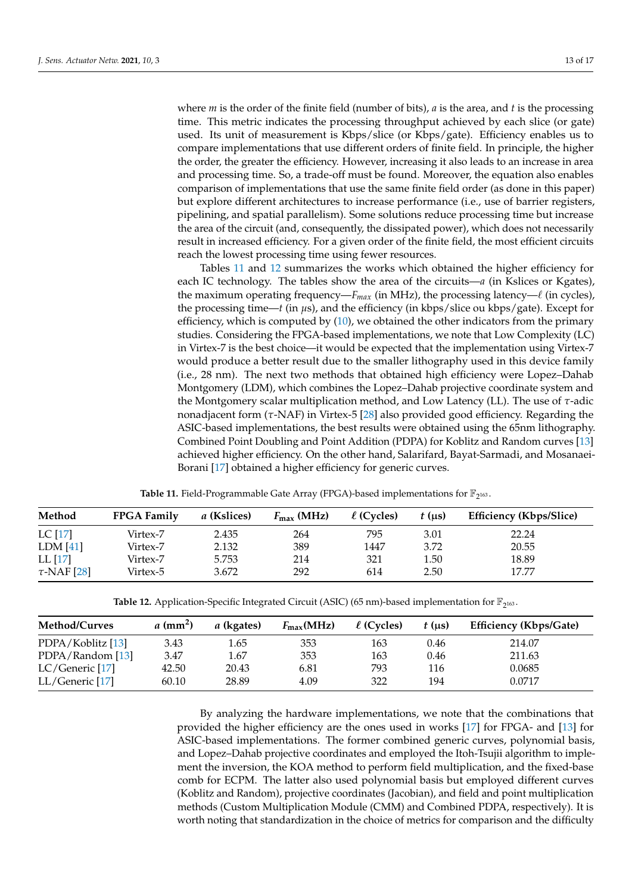where $m$ is the order of the finite field (number of bits), $a$ is the area, and $t$ is the processing time. This metric indicates the processing throughput achieved by each slice (or gate) used. Its unit of measurement is Kbps/slice (or Kbps/gate). Efficiency enables us to compare implementations that use different orders of finite field. In principle, the higher the order, the greater the efficiency. However, increasing it also leads to an increase in area and processing time. So, a trade-off must be found. Moreover, the equation also enables comparison of implementations that use the same finite field order (as done in this paper) but explore different architectures to increase performance (i.e., use of barrier registers, pipelining, and spatial parallelism). Some solutions reduce processing time but increase the area of the circuit (and, consequently, the dissipated power), which does not necessarily result in increased efficiency. For a given order of the finite field, the most efficient circuits reach the lowest processing time using fewer resources.

Tables 11 and 12 summarizes the works which obtained the higher efficiency for each IC technology. The tables show the area of the circuits—$a$ (in Kslices or Kgates), the maximum operating frequency—$F_{max}$ (in MHz), the processing latency—$\ell$ (in cycles), the processing time—$t$ (in $\mu$s), and the efficiency (in kbps/slice ou kbps/gate). Except for efficiency, which is computed by (10), we obtained the other indicators from the primary studies. Considering the FPGA-based implementations, we note that Low Complexity (LC) in Virtex-7 is the best choice—it would be expected that the implementation using Virtex-7 would produce a better result due to the smaller lithography used in this device family (i.e., 28 nm). The next two methods that obtained high efficiency were Lopez–Dahab Montgomery (LDM), which combines the Lopez–Dahab projective coordinate system and the Montgomery scalar multiplication method, and Low Latency (LL). The use of $\tau$-adic nonadjacent form ($\tau$-NAF) in Virtex-5 [28] also provided good efficiency. Regarding the ASIC-based implementations, the best results were obtained using the 65nm lithography. Combined Point Doubling and Point Addition (PDPA) for Koblitz and Random curves [13] achieved higher efficiency. On the other hand, Salarifard, Bayat-Sarmadi, and Mosanaei-Borani [17] obtained a higher efficiency for generic curves.

**Table 11.** Field-Programmable Gate Array (FPGA)-based implementations for $\mathbb{F}_{2^{163}}$.

| Method | FPGA Family | $a$ (Kslices) | $F_{\max}$ (MHz) | $\ell$ (Cycles) | $t$ ($\mu$s) | Efficiency (Kbps/Slice) |
|---|---|---|---|---|---|---|
| LC [17] | Virtex-7 | 2.435 | 264 | 795 | 3.01 | 22.24 |
| LDM [41] | Virtex-7 | 2.132 | 389 | 1447 | 3.72 | 20.55 |
| LL [17] | Virtex-7 | 5.753 | 214 | 321 | 1.50 | 18.89 |
| $\tau$-NAF [28] | Virtex-5 | 3.672 | 292 | 614 | 2.50 | 17.77 |

**Table 12.** Application-Specific Integrated Circuit (ASIC) (65 nm)-based implementation for $\mathbb{F}_{2^{163}}$.

| Method/Curves | $a$ (mm$^2$) | $a$ (kgates) | $F_{\max}$(MHz) | $\ell$ (Cycles) | $t$ ($\mu$s) | Efficiency (Kbps/Gate) |
|---|---|---|---|---|---|---|
| PDPA/Koblitz [13] | 3.43 | 1.65 | 353 | 163 | 0.46 | 214.07 |
| PDPA/Random [13] | 3.47 | 1.67 | 353 | 163 | 0.46 | 211.63 |
| LC/Generic [17] | 42.50 | 20.43 | 6.81 | 793 | 116 | 0.0685 |
| LL/Generic [17] | 60.10 | 28.89 | 4.09 | 322 | 194 | 0.0717 |

By analyzing the hardware implementations, we note that the combinations that provided the higher efficiency are the ones used in works [17] for FPGA- and [13] for ASIC-based implementations. The former combined generic curves, polynomial basis, and Lopez–Dahab projective coordinates and employed the Itoh-Tsujii algorithm to implement the inversion, the KOA method to perform field multiplication, and the fixed-base comb for ECPM. The latter also used polynomial basis but employed different curves (Koblitz and Random), projective coordinates (Jacobian), and field and point multiplication methods (Custom Multiplication Module (CMM) and Combined PDPA, respectively). It is worth noting that standardization in the choice of metrics for comparison and the difficulty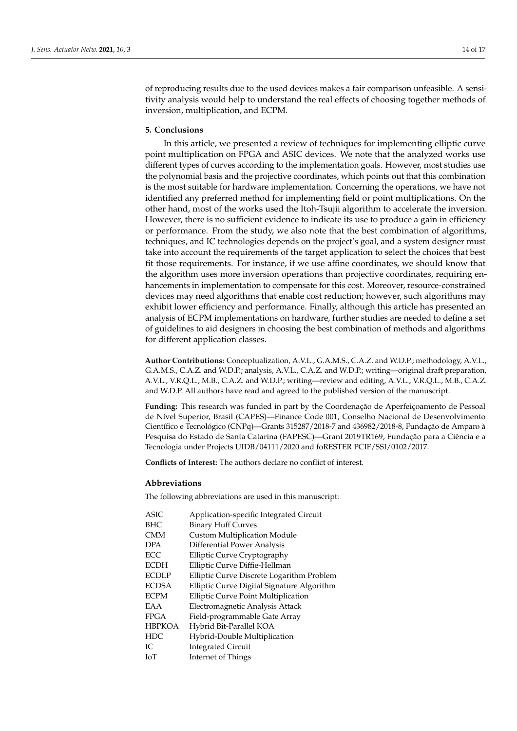of reproducing results due to the used devices makes a fair comparison unfeasible. A sensitivity analysis would help to understand the real effects of choosing together methods of inversion, multiplication, and ECPM.

## 5. Conclusions

In this article, we presented a review of techniques for implementing elliptic curve point multiplication on FPGA and ASIC devices. We note that the analyzed works use different types of curves according to the implementation goals. However, most studies use the polynomial basis and the projective coordinates, which points out that this combination is the most suitable for hardware implementation. Concerning the operations, we have not identified any preferred method for implementing field or point multiplications. On the other hand, most of the works used the Itoh-Tsujii algorithm to accelerate the inversion. However, there is no sufficient evidence to indicate its use to produce a gain in efficiency or performance. From the study, we also note that the best combination of algorithms, techniques, and IC technologies depends on the project's goal, and a system designer must take into account the requirements of the target application to select the choices that best fit those requirements. For instance, if we use affine coordinates, we should know that the algorithm uses more inversion operations than projective coordinates, requiring enhancements in implementation to compensate for this cost. Moreover, resource-constrained devices may need algorithms that enable cost reduction; however, such algorithms may exhibit lower efficiency and performance. Finally, although this article has presented an analysis of ECPM implementations on hardware, further studies are needed to define a set of guidelines to aid designers in choosing the best combination of methods and algorithms for different application classes.

**Author Contributions:** Conceptualization, A.V.L., G.A.M.S., C.A.Z. and W.D.P.; methodology, A.V.L., G.A.M.S., C.A.Z. and W.D.P.; analysis, A.V.L., C.A.Z. and W.D.P.; writing—original draft preparation, A.V.L., V.R.Q.L., M.B., C.A.Z. and W.D.P.; writing—review and editing, A.V.L., V.R.Q.L., M.B., C.A.Z. and W.D.P. All authors have read and agreed to the published version of the manuscript.

**Funding:** This research was funded in part by the Coordenação de Aperfeiçoamento de Pessoal de Nível Superior, Brasil (CAPES)—Finance Code 001, Conselho Nacional de Desenvolvimento Científico e Tecnológico (CNPq)—Grants 315287/2018-7 and 436982/2018-8, Fundação de Amparo à Pesquisa do Estado de Santa Catarina (FAPESC)—Grant 2019TR169, Fundação para a Ciência e a Tecnologia under Projects UIDB/04111/2020 and foRESTER PCIF/SSI/0102/2017.

**Conflicts of Interest:** The authors declare no conflict of interest.

## Abbreviations

The following abbreviations are used in this manuscript:

| | |
|---|---|
| ASIC | Application-specific Integrated Circuit |
| BHC | Binary Huff Curves |
| CMM | Custom Multiplication Module |
| DPA | Differential Power Analysis |
| ECC | Elliptic Curve Cryptography |
| ECDH | Elliptic Curve Diffie-Hellman |
| ECDLP | Elliptic Curve Discrete Logarithm Problem |
| ECDSA | Elliptic Curve Digital Signature Algorithm |
| ECPM | Elliptic Curve Point Multiplication |
| EAA | Electromagnetic Analysis Attack |
| FPGA | Field-programmable Gate Array |
| HBPKOA | Hybrid Bit-Parallel KOA |
| HDC | Hybrid-Double Multiplication |
| IC | Integrated Circuit |
| IoT | Internet of Things |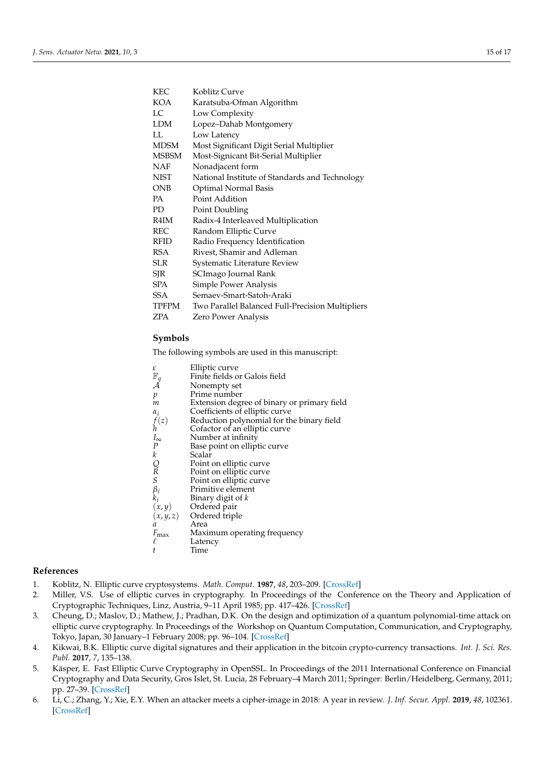| | |
|---|---|
| KEC | Koblitz Curve |
| KOA | Karatsuba-Ofman Algorithm |
| LC | Low Complexity |
| LDM | Lopez–Dahab Montgomery |
| LL | Low Latency |
| MDSM | Most Significant Digit Serial Multiplier |
| MSBSM | Most-Signicant Bit-Serial Multiplier |
| NAF | Nonadjacent form |
| NIST | National Institute of Standards and Technology |
| ONB | Optimal Normal Basis |
| PA | Point Addition |
| PD | Point Doubling |
| R4IM | Radix-4 Interleaved Multiplication |
| REC | Random Elliptic Curve |
| RFID | Radio Frequency Identification |
| RSA | Rivest, Shamir and Adleman |
| SLR | Systematic Literature Review |
| SJR | SCImago Journal Rank |
| SPA | Simple Power Analysis |
| SSA | Semaev-Smart-Satoh-Araki |
| TPFPM | Two Parallel Balanced Full-Precision Multipliers |
| ZPA | Zero Power Analysis |

## Symbols

The following symbols are used in this manuscript:

| | |
|---|---|
| $\mathcal{E}$ | Elliptic curve |
| $\mathbb{F}_q$ | Finite fields or Galois field |
| $\mathcal{A}$ | Nonempty set |
| $p$ | Prime number |
| $m$ | Extension degree of binary or primary field |
| $\alpha_i$ | Coefficients of elliptic curve |
| $f(z)$ | Reduction polynomial for the binary field |
| $h$ | Cofactor of an elliptic curve |
| $I_\infty$ | Number at infinity |
| $P$ | Base point on elliptic curve |
| $k$ | Scalar |
| $Q$ | Point on elliptic curve |
| $R$ | Point on elliptic curve |
| $S$ | Point on elliptic curve |
| $\beta_i$ | Primitive element |
| $k_i$ | Binary digit of $k$ |
| $(x, y)$ | Ordered pair |
| $(x, y, z)$ | Ordered triple |
| $a$ | Area |
| $F_{\max}$ | Maximum operating frequency |
| $\ell$ | Latency |
| $t$ | Time |

## References

1. Koblitz, N. Elliptic curve cryptosystems. *Math. Comput.* **1987**, *48*, 203–209. [CrossRef]
2. Miller, V.S. Use of elliptic curves in cryptography. In Proceedings of the Conference on the Theory and Application of Cryptographic Techniques, Linz, Austria, 9–11 April 1985; pp. 417–426. [CrossRef]
3. Cheung, D.; Maslov, D.; Mathew, J.; Pradhan, D.K. On the design and optimization of a quantum polynomial-time attack on elliptic curve cryptography. In Proceedings of the Workshop on Quantum Computation, Communication, and Cryptography, Tokyo, Japan, 30 January–1 February 2008; pp. 96–104. [CrossRef]
4. Kikwai, B.K. Elliptic curve digital signatures and their application in the bitcoin crypto-currency transactions. *Int. J. Sci. Res. Publ.* **2017**, *7*, 135–138.
5. Käsper, E. Fast Elliptic Curve Cryptography in OpenSSL. In Proceedings of the 2011 International Conference on Financial Cryptography and Data Security, Gros Islet, St. Lucia, 28 February–4 March 2011; Springer: Berlin/Heidelberg, Germany, 2011; pp. 27–39. [CrossRef]
6. Li, C.; Zhang, Y.; Xie, E.Y. When an attacker meets a cipher-image in 2018: A year in review. *J. Inf. Secur. Appl.* **2019**, *48*, 102361. [CrossRef]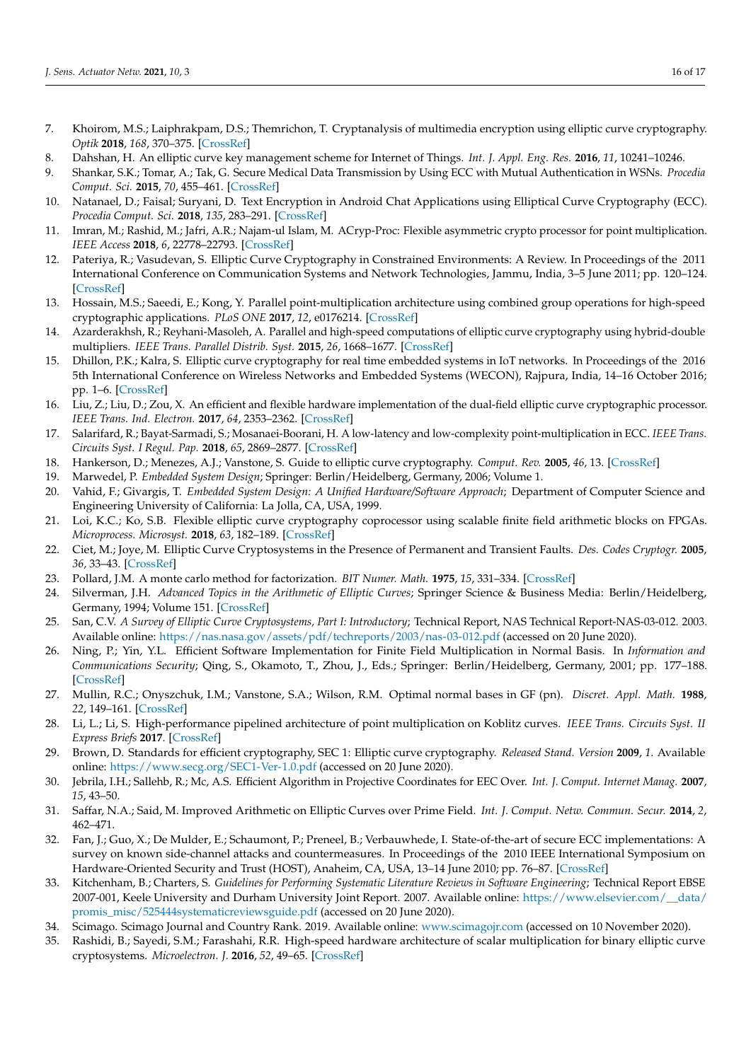7. Khoirom, M.S.; Laiphrakpam, D.S.; Themrichon, T. Cryptanalysis of multimedia encryption using elliptic curve cryptography. *Optik* **2018**, *168*, 370–375. [CrossRef]
8. Dahshan, H. An elliptic curve key management scheme for Internet of Things. *Int. J. Appl. Eng. Res.* **2016**, *11*, 10241–10246.
9. Shankar, S.K.; Tomar, A.; Tak, G. Secure Medical Data Transmission by Using ECC with Mutual Authentication in WSNs. *Procedia Comput. Sci.* **2015**, *70*, 455–461. [CrossRef]
10. Natanael, D.; Faisal; Suryani, D. Text Encryption in Android Chat Applications using Elliptical Curve Cryptography (ECC). *Procedia Comput. Sci.* **2018**, *135*, 283–291. [CrossRef]
11. Imran, M.; Rashid, M.; Jafri, A.R.; Najam-ul Islam, M. ACryp-Proc: Flexible asymmetric crypto processor for point multiplication. *IEEE Access* **2018**, *6*, 22778–22793. [CrossRef]
12. Pateriya, R.; Vasudevan, S. Elliptic Curve Cryptography in Constrained Environments: A Review. In Proceedings of the 2011 International Conference on Communication Systems and Network Technologies, Jammu, India, 3–5 June 2011; pp. 120–124. [CrossRef]
13. Hossain, M.S.; Saeedi, E.; Kong, Y. Parallel point-multiplication architecture using combined group operations for high-speed cryptographic applications. *PLoS ONE* **2017**, *12*, e0176214. [CrossRef]
14. Azarderakhsh, R.; Reyhani-Masoleh, A. Parallel and high-speed computations of elliptic curve cryptography using hybrid-double multipliers. *IEEE Trans. Parallel Distrib. Syst.* **2015**, *26*, 1668–1677. [CrossRef]
15. Dhillon, P.K.; Kalra, S. Elliptic curve cryptography for real time embedded systems in IoT networks. In Proceedings of the 2016 5th International Conference on Wireless Networks and Embedded Systems (WECON), Rajpura, India, 14–16 October 2016; pp. 1–6. [CrossRef]
16. Liu, Z.; Liu, D.; Zou, X. An efficient and flexible hardware implementation of the dual-field elliptic curve cryptographic processor. *IEEE Trans. Ind. Electron.* **2017**, *64*, 2353–2362. [CrossRef]
17. Salarifard, R.; Bayat-Sarmadi, S.; Mosanaei-Boorani, H. A low-latency and low-complexity point-multiplication in ECC. *IEEE Trans. Circuits Syst. I Regul. Pap.* **2018**, *65*, 2869–2877. [CrossRef]
18. Hankerson, D.; Menezes, A.J.; Vanstone, S. Guide to elliptic curve cryptography. *Comput. Rev.* **2005**, *46*, 13. [CrossRef]
19. Marwedel, P. *Embedded System Design*; Springer: Berlin/Heidelberg, Germany, 2006; Volume 1.
20. Vahid, F.; Givargis, T. *Embedded System Design: A Unified Hardware/Software Approach*; Department of Computer Science and Engineering University of California: La Jolla, CA, USA, 1999.
21. Loi, K.C.; Ko, S.B. Flexible elliptic curve cryptography coprocessor using scalable finite field arithmetic blocks on FPGAs. *Microprocess. Microsyst.* **2018**, *63*, 182–189. [CrossRef]
22. Ciet, M.; Joye, M. Elliptic Curve Cryptosystems in the Presence of Permanent and Transient Faults. *Des. Codes Cryptogr.* **2005**, *36*, 33–43. [CrossRef]
23. Pollard, J.M. A monte carlo method for factorization. *BIT Numer. Math.* **1975**, *15*, 331–334. [CrossRef]
24. Silverman, J.H. *Advanced Topics in the Arithmetic of Elliptic Curves*; Springer Science & Business Media: Berlin/Heidelberg, Germany, 1994; Volume 151. [CrossRef]
25. San, C.V. *A Survey of Elliptic Curve Cryptosystems, Part I: Introductory*; Technical Report, NAS Technical Report-NAS-03-012. 2003. Available online: https://nas.nasa.gov/assets/pdf/techreports/2003/nas-03-012.pdf (accessed on 20 June 2020).
26. Ning, P.; Yin, Y.L. Efficient Software Implementation for Finite Field Multiplication in Normal Basis. In *Information and Communications Security*; Qing, S., Okamoto, T., Zhou, J., Eds.; Springer: Berlin/Heidelberg, Germany, 2001; pp. 177–188. [CrossRef]
27. Mullin, R.C.; Onyszchuk, I.M.; Vanstone, S.A.; Wilson, R.M. Optimal normal bases in GF (pn). *Discret. Appl. Math.* **1988**, *22*, 149–161. [CrossRef]
28. Li, L.; Li, S. High-performance pipelined architecture of point multiplication on Koblitz curves. *IEEE Trans. Circuits Syst. II Express Briefs* **2017**. [CrossRef]
29. Brown, D. Standards for efficient cryptography, SEC 1: Elliptic curve cryptography. *Released Stand. Version* **2009**, *1*. Available online: https://www.secg.org/SEC1-Ver-1.0.pdf (accessed on 20 June 2020).
30. Jebrila, I.H.; Sallehb, R.; Mc, A.S. Efficient Algorithm in Projective Coordinates for EEC Over. *Int. J. Comput. Internet Manag.* **2007**, *15*, 43–50.
31. Saffar, N.A.; Said, M. Improved Arithmetic on Elliptic Curves over Prime Field. *Int. J. Comput. Netw. Commun. Secur.* **2014**, *2*, 462–471.
32. Fan, J.; Guo, X.; De Mulder, E.; Schaumont, P.; Preneel, B.; Verbauwhede, I. State-of-the-art of secure ECC implementations: A survey on known side-channel attacks and countermeasures. In Proceedings of the 2010 IEEE International Symposium on Hardware-Oriented Security and Trust (HOST), Anaheim, CA, USA, 13–14 June 2010; pp. 76–87. [CrossRef]
33. Kitchenham, B.; Charters, S. *Guidelines for Performing Systematic Literature Reviews in Software Engineering*; Technical Report EBSE 2007-001, Keele University and Durham University Joint Report. 2007. Available online: https://www.elsevier.com/__data/promis_misc/525444systematicreviewsguide.pdf (accessed on 20 June 2020).
34. Scimago. Scimago Journal and Country Rank. 2019. Available online: www.scimagojr.com (accessed on 10 November 2020).
35. Rashidi, B.; Sayedi, S.M.; Farashahi, R.R. High-speed hardware architecture of scalar multiplication for binary elliptic curve cryptosystems. *Microelectron. J.* **2016**, *52*, 49–65. [CrossRef]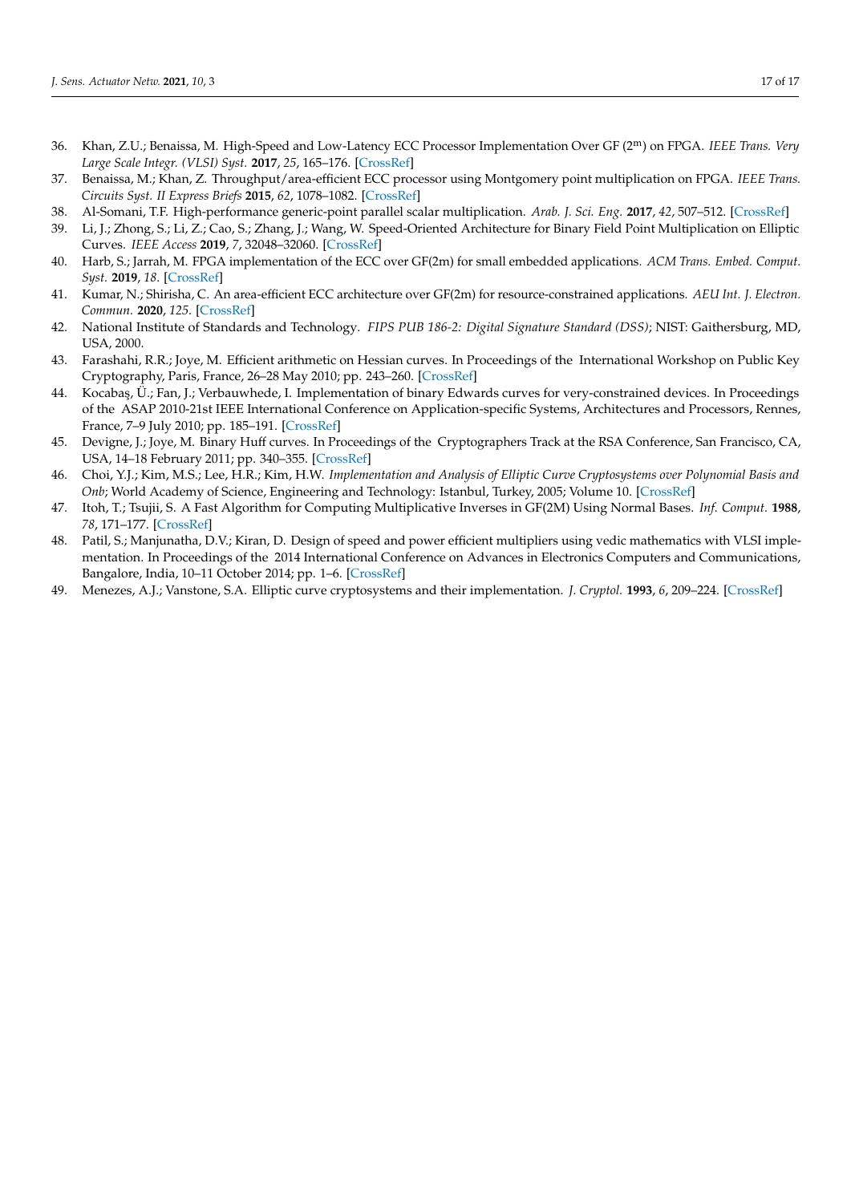36. Khan, Z.U.; Benaissa, M. High-Speed and Low-Latency ECC Processor Implementation Over GF ($2^m$) on FPGA. *IEEE Trans. Very Large Scale Integr. (VLSI) Syst.* **2017**, *25*, 165–176. [CrossRef]
37. Benaissa, M.; Khan, Z. Throughput/area-efficient ECC processor using Montgomery point multiplication on FPGA. *IEEE Trans. Circuits Syst. II Express Briefs* **2015**, *62*, 1078–1082. [CrossRef]
38. Al-Somani, T.F. High-performance generic-point parallel scalar multiplication. *Arab. J. Sci. Eng.* **2017**, *42*, 507–512. [CrossRef]
39. Li, J.; Zhong, S.; Li, Z.; Cao, S.; Zhang, J.; Wang, W. Speed-Oriented Architecture for Binary Field Point Multiplication on Elliptic Curves. *IEEE Access* **2019**, *7*, 32048–32060. [CrossRef]
40. Harb, S.; Jarrah, M. FPGA implementation of the ECC over GF(2m) for small embedded applications. *ACM Trans. Embed. Comput. Syst.* **2019**, *18*. [CrossRef]
41. Kumar, N.; Shirisha, C. An area-efficient ECC architecture over GF(2m) for resource-constrained applications. *AEU Int. J. Electron. Commun.* **2020**, *125*. [CrossRef]
42. National Institute of Standards and Technology. *FIPS PUB 186-2: Digital Signature Standard (DSS)*; NIST: Gaithersburg, MD, USA, 2000.
43. Farashahi, R.R.; Joye, M. Efficient arithmetic on Hessian curves. In Proceedings of the International Workshop on Public Key Cryptography, Paris, France, 26–28 May 2010; pp. 243–260. [CrossRef]
44. Kocabaş, Ü.; Fan, J.; Verbauwhede, I. Implementation of binary Edwards curves for very-constrained devices. In Proceedings of the ASAP 2010-21st IEEE International Conference on Application-specific Systems, Architectures and Processors, Rennes, France, 7–9 July 2010; pp. 185–191. [CrossRef]
45. Devigne, J.; Joye, M. Binary Huff curves. In Proceedings of the Cryptographers Track at the RSA Conference, San Francisco, CA, USA, 14–18 February 2011; pp. 340–355. [CrossRef]
46. Choi, Y.J.; Kim, M.S.; Lee, H.R.; Kim, H.W. *Implementation and Analysis of Elliptic Curve Cryptosystems over Polynomial Basis and Onb*; World Academy of Science, Engineering and Technology: Istanbul, Turkey, 2005; Volume 10. [CrossRef]
47. Itoh, T.; Tsujii, S. A Fast Algorithm for Computing Multiplicative Inverses in GF(2M) Using Normal Bases. *Inf. Comput.* **1988**, *78*, 171–177. [CrossRef]
48. Patil, S.; Manjunatha, D.V.; Kiran, D. Design of speed and power efficient multipliers using vedic mathematics with VLSI implementation. In Proceedings of the 2014 International Conference on Advances in Electronics Computers and Communications, Bangalore, India, 10–11 October 2014; pp. 1–6. [CrossRef]
49. Menezes, A.J.; Vanstone, S.A. Elliptic curve cryptosystems and their implementation. *J. Cryptol.* **1993**, *6*, 209–224. [CrossRef]